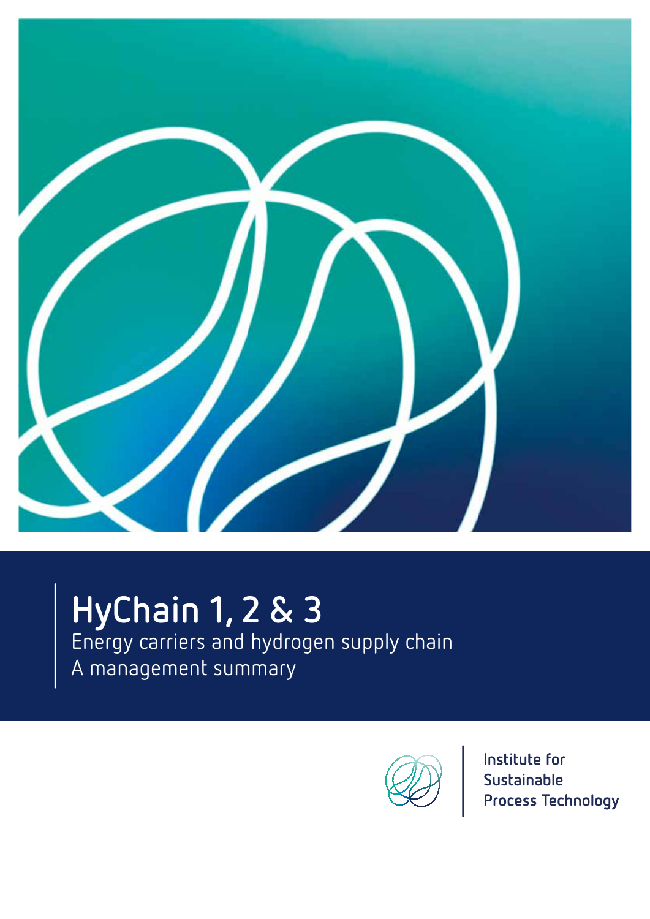# HyChain 1, 2 & 3

Energy carriers and hydrogen supply chain

A management summary

Institute for Sustainable Process Technology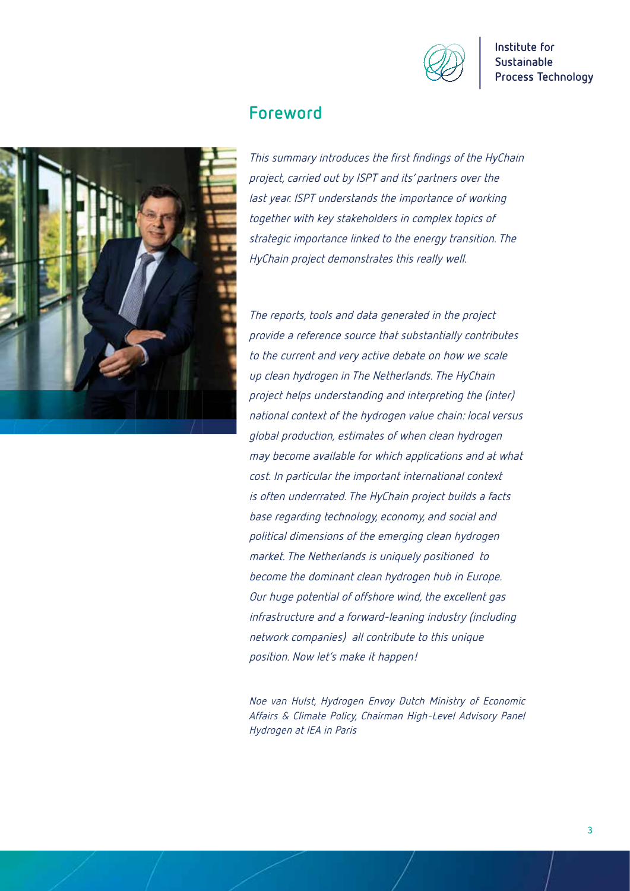## Foreword

*This summary introduces the first findings of the HyChain project, carried out by ISPT and its' partners over the last year. ISPT understands the importance of working together with key stakeholders in complex topics of strategic importance linked to the energy transition. The HyChain project demonstrates this really well.*

*The reports, tools and data generated in the project provide a reference source that substantially contributes to the current and very active debate on how we scale up clean hydrogen in The Netherlands. The HyChain project helps understanding and interpreting the (inter) national context of the hydrogen value chain: local versus global production, estimates of when clean hydrogen may become available for which applications and at what cost. In particular the important international context is often underrrated. The HyChain project builds a facts base regarding technology, economy, and social and political dimensions of the emerging clean hydrogen market. The Netherlands is uniquely positioned to become the dominant clean hydrogen hub in Europe. Our huge potential of offshore wind, the excellent gas infrastructure and a forward-leaning industry (including network companies) all contribute to this unique position. Now let's make it happen!*

*Noe van Hulst, Hydrogen Envoy Dutch Ministry of Economic Affairs & Climate Policy, Chairman High-Level Advisory Panel Hydrogen at IEA in Paris*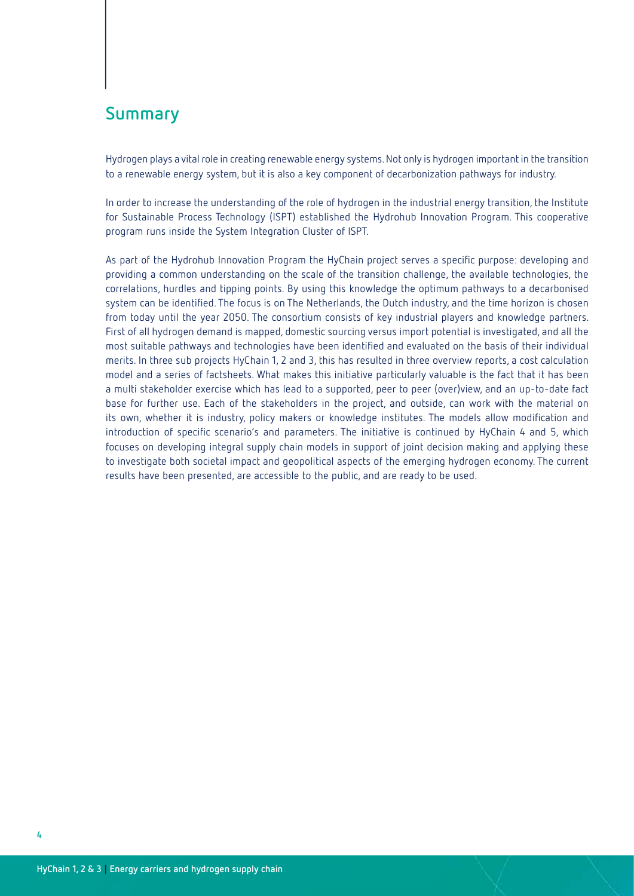## Summary

Hydrogen plays a vital role in creating renewable energy systems. Not only is hydrogen important in the transition to a renewable energy system, but it is also a key component of decarbonization pathways for industry.

In order to increase the understanding of the role of hydrogen in the industrial energy transition, the Institute for Sustainable Process Technology (ISPT) established the Hydrohub Innovation Program. This cooperative program runs inside the System Integration Cluster of ISPT.

As part of the Hydrohub Innovation Program the HyChain project serves a specific purpose: developing and providing a common understanding on the scale of the transition challenge, the available technologies, the correlations, hurdles and tipping points. By using this knowledge the optimum pathways to a decarbonised system can be identified. The focus is on The Netherlands, the Dutch industry, and the time horizon is chosen from today until the year 2050. The consortium consists of key industrial players and knowledge partners. First of all hydrogen demand is mapped, domestic sourcing versus import potential is investigated, and all the most suitable pathways and technologies have been identified and evaluated on the basis of their individual merits. In three sub projects HyChain 1, 2 and 3, this has resulted in three overview reports, a cost calculation model and a series of factsheets. What makes this initiative particularly valuable is the fact that it has been a multi stakeholder exercise which has lead to a supported, peer to peer (over)view, and an up-to-date fact base for further use. Each of the stakeholders in the project, and outside, can work with the material on its own, whether it is industry, policy makers or knowledge institutes. The models allow modification and introduction of specific scenario's and parameters. The initiative is continued by HyChain 4 and 5, which focuses on developing integral supply chain models in support of joint decision making and applying these to investigate both societal impact and geopolitical aspects of the emerging hydrogen economy. The current results have been presented, are accessible to the public, and are ready to be used.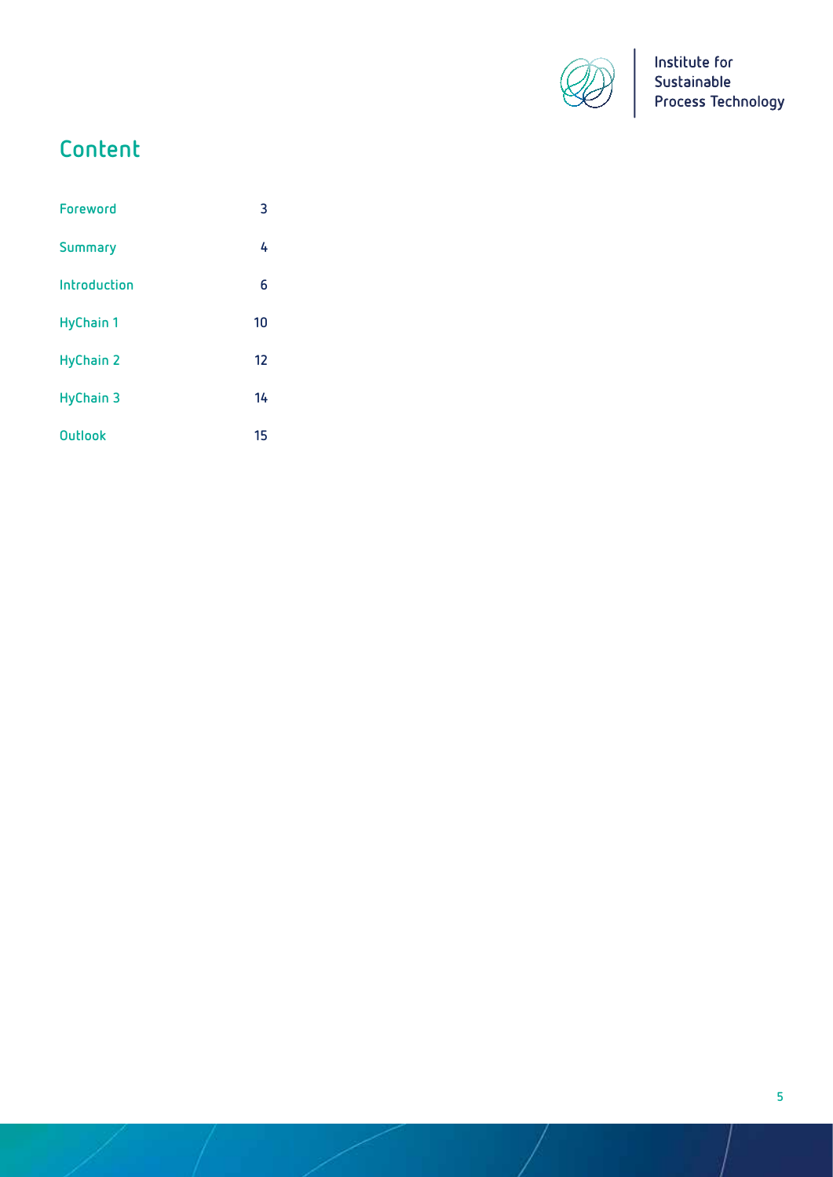# Content

| | |
|---|---|
| Foreword | 3 |
| Summary | 4 |
| Introduction | 6 |
| HyChain 1 | 10 |
| HyChain 2 | 12 |
| HyChain 3 | 14 |
| Outlook | 15 |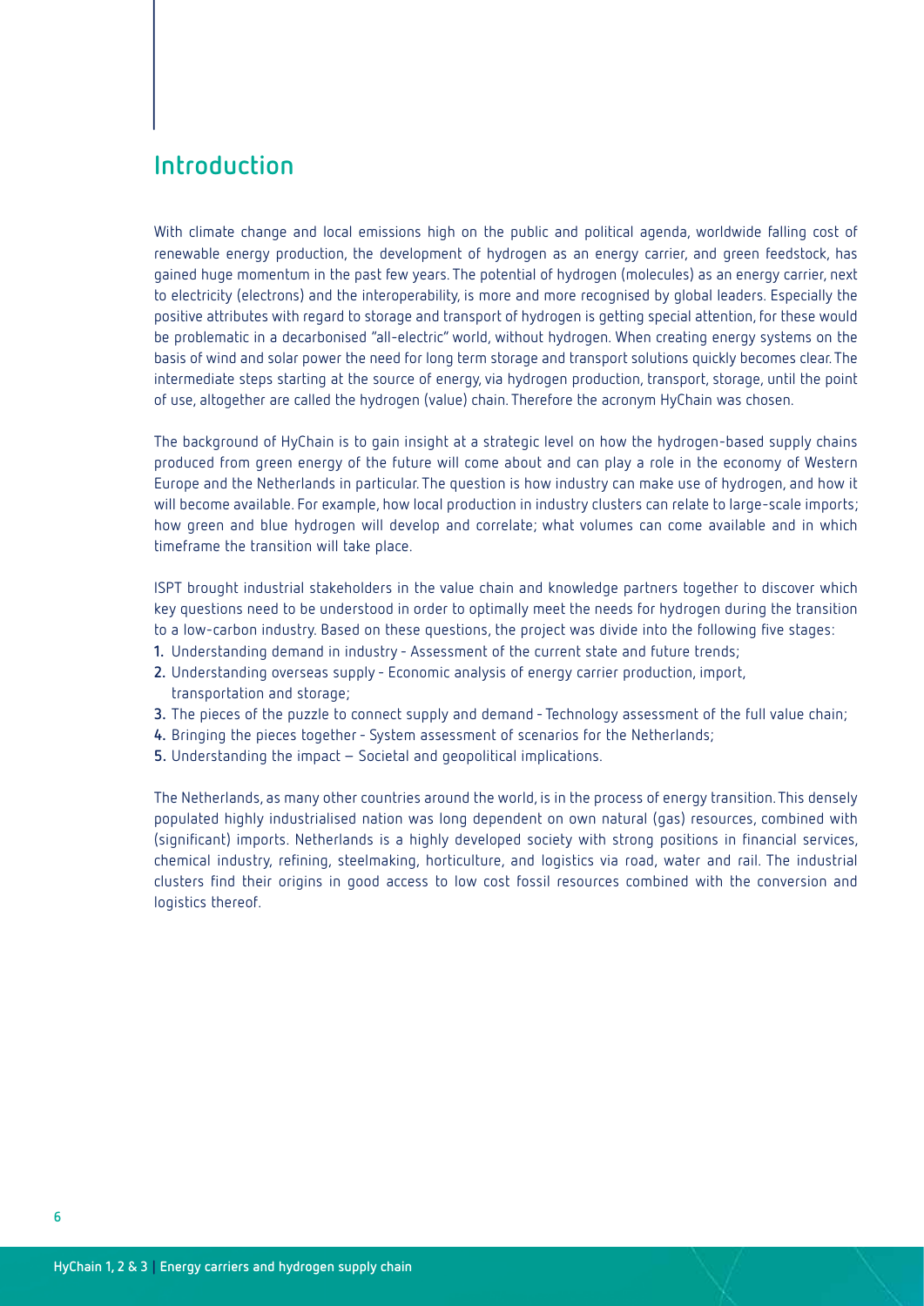## Introduction

With climate change and local emissions high on the public and political agenda, worldwide falling cost of renewable energy production, the development of hydrogen as an energy carrier, and green feedstock, has gained huge momentum in the past few years. The potential of hydrogen (molecules) as an energy carrier, next to electricity (electrons) and the interoperability, is more and more recognised by global leaders. Especially the positive attributes with regard to storage and transport of hydrogen is getting special attention, for these would be problematic in a decarbonised "all-electric" world, without hydrogen. When creating energy systems on the basis of wind and solar power the need for long term storage and transport solutions quickly becomes clear. The intermediate steps starting at the source of energy, via hydrogen production, transport, storage, until the point of use, altogether are called the hydrogen (value) chain. Therefore the acronym HyChain was chosen.

The background of HyChain is to gain insight at a strategic level on how the hydrogen-based supply chains produced from green energy of the future will come about and can play a role in the economy of Western Europe and the Netherlands in particular. The question is how industry can make use of hydrogen, and how it will become available. For example, how local production in industry clusters can relate to large-scale imports; how green and blue hydrogen will develop and correlate; what volumes can come available and in which timeframe the transition will take place.

ISPT brought industrial stakeholders in the value chain and knowledge partners together to discover which key questions need to be understood in order to optimally meet the needs for hydrogen during the transition to a low-carbon industry. Based on these questions, the project was divide into the following five stages:

1. Understanding demand in industry - Assessment of the current state and future trends;
2. Understanding overseas supply - Economic analysis of energy carrier production, import, transportation and storage;
3. The pieces of the puzzle to connect supply and demand - Technology assessment of the full value chain;
4. Bringing the pieces together - System assessment of scenarios for the Netherlands;
5. Understanding the impact – Societal and geopolitical implications.

The Netherlands, as many other countries around the world, is in the process of energy transition. This densely populated highly industrialised nation was long dependent on own natural (gas) resources, combined with (significant) imports. Netherlands is a highly developed society with strong positions in financial services, chemical industry, refining, steelmaking, horticulture, and logistics via road, water and rail. The industrial clusters find their origins in good access to low cost fossil resources combined with the conversion and logistics thereof.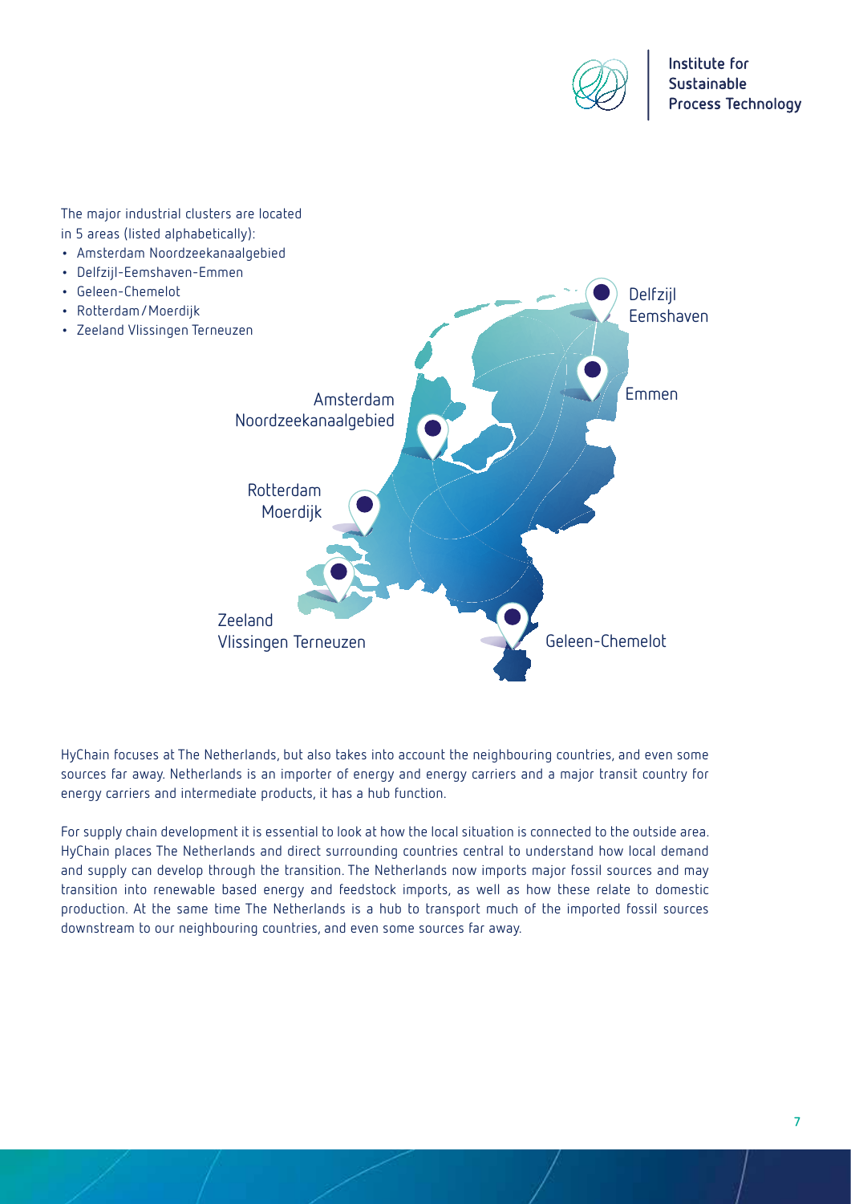The major industrial clusters are located in 5 areas (listed alphabetically):

- Amsterdam Noordzeekanaalgebied
- Delfzijl-Eemshaven-Emmen
- Geleen-Chemelot
- Rotterdam/Moerdijk
- Zeeland Vlissingen Terneuzen

HyChain focuses at The Netherlands, but also takes into account the neighbouring countries, and even some sources far away. Netherlands is an importer of energy and energy carriers and a major transit country for energy carriers and intermediate products, it has a hub function.

For supply chain development it is essential to look at how the local situation is connected to the outside area. HyChain places The Netherlands and direct surrounding countries central to understand how local demand and supply can develop through the transition. The Netherlands now imports major fossil sources and may transition into renewable based energy and feedstock imports, as well as how these relate to domestic production. At the same time The Netherlands is a hub to transport much of the imported fossil sources downstream to our neighbouring countries, and even some sources far away.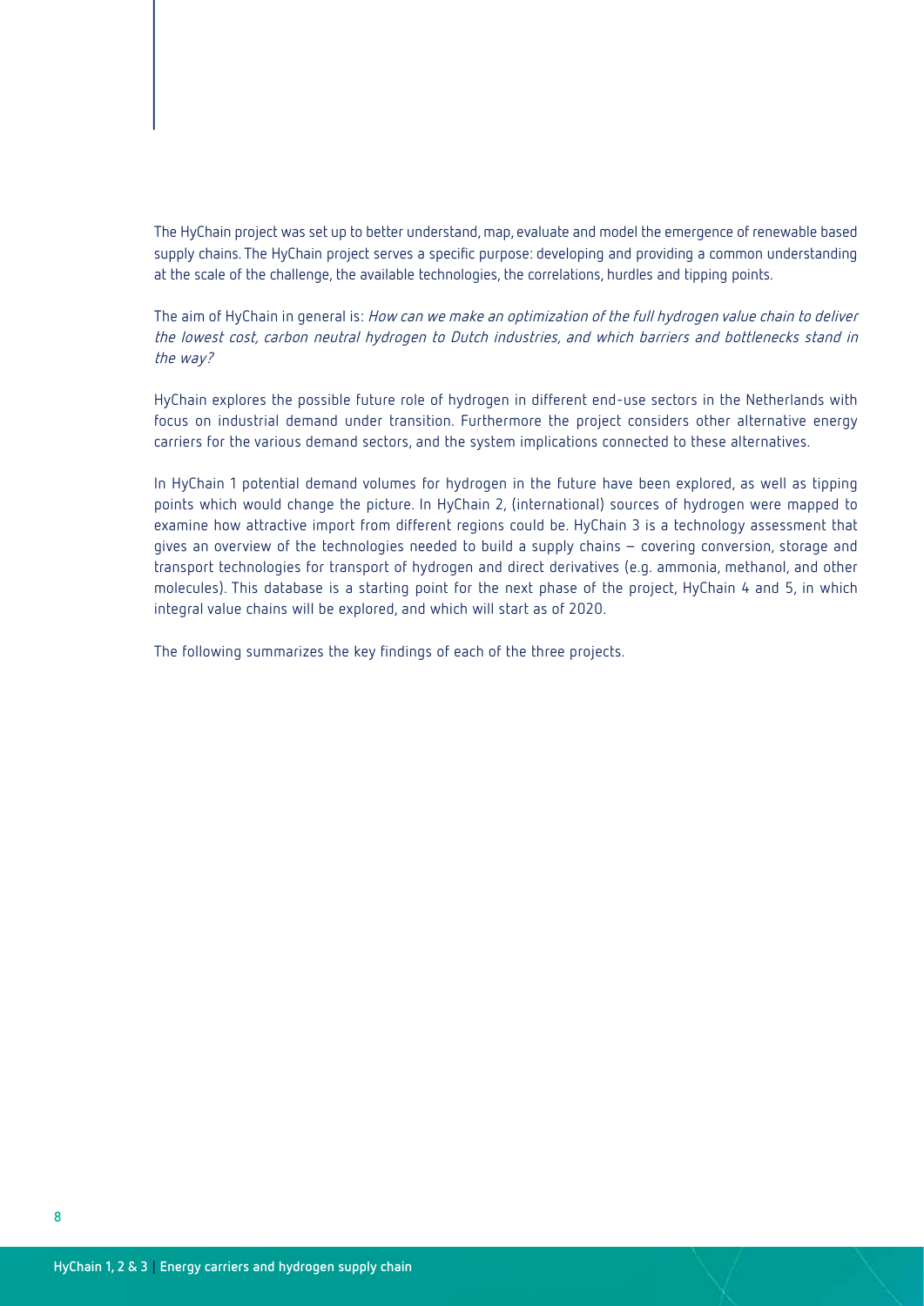The HyChain project was set up to better understand, map, evaluate and model the emergence of renewable based supply chains. The HyChain project serves a specific purpose: developing and providing a common understanding at the scale of the challenge, the available technologies, the correlations, hurdles and tipping points.

The aim of HyChain in general is: *How can we make an optimization of the full hydrogen value chain to deliver the lowest cost, carbon neutral hydrogen to Dutch industries, and which barriers and bottlenecks stand in the way?*

HyChain explores the possible future role of hydrogen in different end-use sectors in the Netherlands with focus on industrial demand under transition. Furthermore the project considers other alternative energy carriers for the various demand sectors, and the system implications connected to these alternatives.

In HyChain 1 potential demand volumes for hydrogen in the future have been explored, as well as tipping points which would change the picture. In HyChain 2, (international) sources of hydrogen were mapped to examine how attractive import from different regions could be. HyChain 3 is a technology assessment that gives an overview of the technologies needed to build a supply chains – covering conversion, storage and transport technologies for transport of hydrogen and direct derivatives (e.g. ammonia, methanol, and other molecules). This database is a starting point for the next phase of the project, HyChain 4 and 5, in which integral value chains will be explored, and which will start as of 2020.

The following summarizes the key findings of each of the three projects.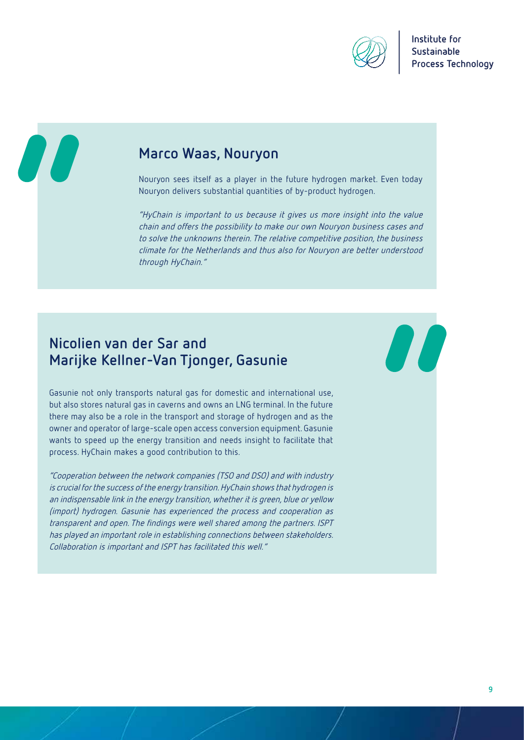## Marco Waas, Nouryon

Nouryon sees itself as a player in the future hydrogen market. Even today Nouryon delivers substantial quantities of by-product hydrogen.

*"HyChain is important to us because it gives us more insight into the value chain and offers the possibility to make our own Nouryon business cases and to solve the unknowns therein. The relative competitive position, the business climate for the Netherlands and thus also for Nouryon are better understood through HyChain."*

## Nicolien van der Sar and Marijke Kellner-Van Tjonger, Gasunie

Gasunie not only transports natural gas for domestic and international use, but also stores natural gas in caverns and owns an LNG terminal. In the future there may also be a role in the transport and storage of hydrogen and as the owner and operator of large-scale open access conversion equipment. Gasunie wants to speed up the energy transition and needs insight to facilitate that process. HyChain makes a good contribution to this.

*"Cooperation between the network companies (TSO and DSO) and with industry is crucial for the success of the energy transition. HyChain shows that hydrogen is an indispensable link in the energy transition, whether it is green, blue or yellow (import) hydrogen. Gasunie has experienced the process and cooperation as transparent and open. The findings were well shared among the partners. ISPT has played an important role in establishing connections between stakeholders. Collaboration is important and ISPT has facilitated this well."*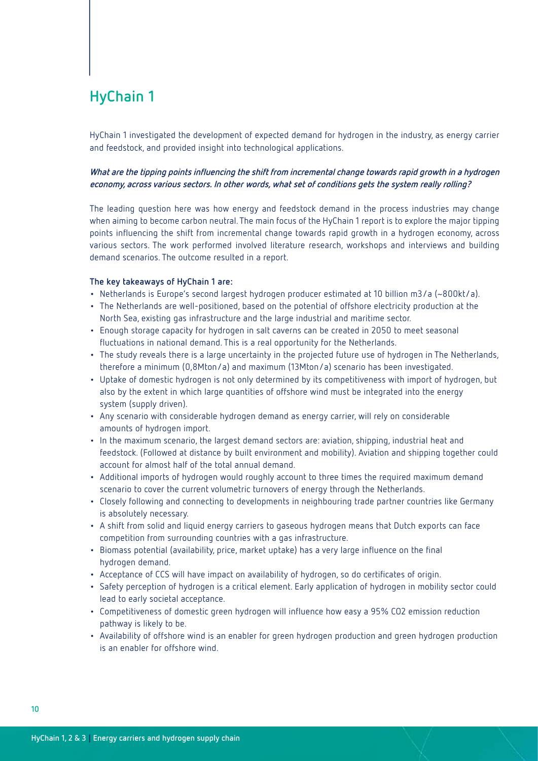# HyChain 1

HyChain 1 investigated the development of expected demand for hydrogen in the industry, as energy carrier and feedstock, and provided insight into technological applications.

***What are the tipping points influencing the shift from incremental change towards rapid growth in a hydrogen economy, across various sectors. In other words, what set of conditions gets the system really rolling?***

The leading question here was how energy and feedstock demand in the process industries may change when aiming to become carbon neutral. The main focus of the HyChain 1 report is to explore the major tipping points influencing the shift from incremental change towards rapid growth in a hydrogen economy, across various sectors. The work performed involved literature research, workshops and interviews and building demand scenarios. The outcome resulted in a report.

**The key takeaways of HyChain 1 are:**

- Netherlands is Europe's second largest hydrogen producer estimated at 10 billion m3/a (~800kt/a).
- The Netherlands are well-positioned, based on the potential of offshore electricity production at the North Sea, existing gas infrastructure and the large industrial and maritime sector.
- Enough storage capacity for hydrogen in salt caverns can be created in 2050 to meet seasonal fluctuations in national demand. This is a real opportunity for the Netherlands.
- The study reveals there is a large uncertainty in the projected future use of hydrogen in The Netherlands, therefore a minimum (0,8Mton/a) and maximum (13Mton/a) scenario has been investigated.
- Uptake of domestic hydrogen is not only determined by its competitiveness with import of hydrogen, but also by the extent in which large quantities of offshore wind must be integrated into the energy system (supply driven).
- Any scenario with considerable hydrogen demand as energy carrier, will rely on considerable amounts of hydrogen import.
- In the maximum scenario, the largest demand sectors are: aviation, shipping, industrial heat and feedstock. (Followed at distance by built environment and mobility). Aviation and shipping together could account for almost half of the total annual demand.
- Additional imports of hydrogen would roughly account to three times the required maximum demand scenario to cover the current volumetric turnovers of energy through the Netherlands.
- Closely following and connecting to developments in neighbouring trade partner countries like Germany is absolutely necessary.
- A shift from solid and liquid energy carriers to gaseous hydrogen means that Dutch exports can face competition from surrounding countries with a gas infrastructure.
- Biomass potential (availability, price, market uptake) has a very large influence on the final hydrogen demand.
- Acceptance of CCS will have impact on availability of hydrogen, so do certificates of origin.
- Safety perception of hydrogen is a critical element. Early application of hydrogen in mobility sector could lead to early societal acceptance.
- Competitiveness of domestic green hydrogen will influence how easy a 95% $CO_2$ emission reduction pathway is likely to be.
- Availability of offshore wind is an enabler for green hydrogen production and green hydrogen production is an enabler for offshore wind.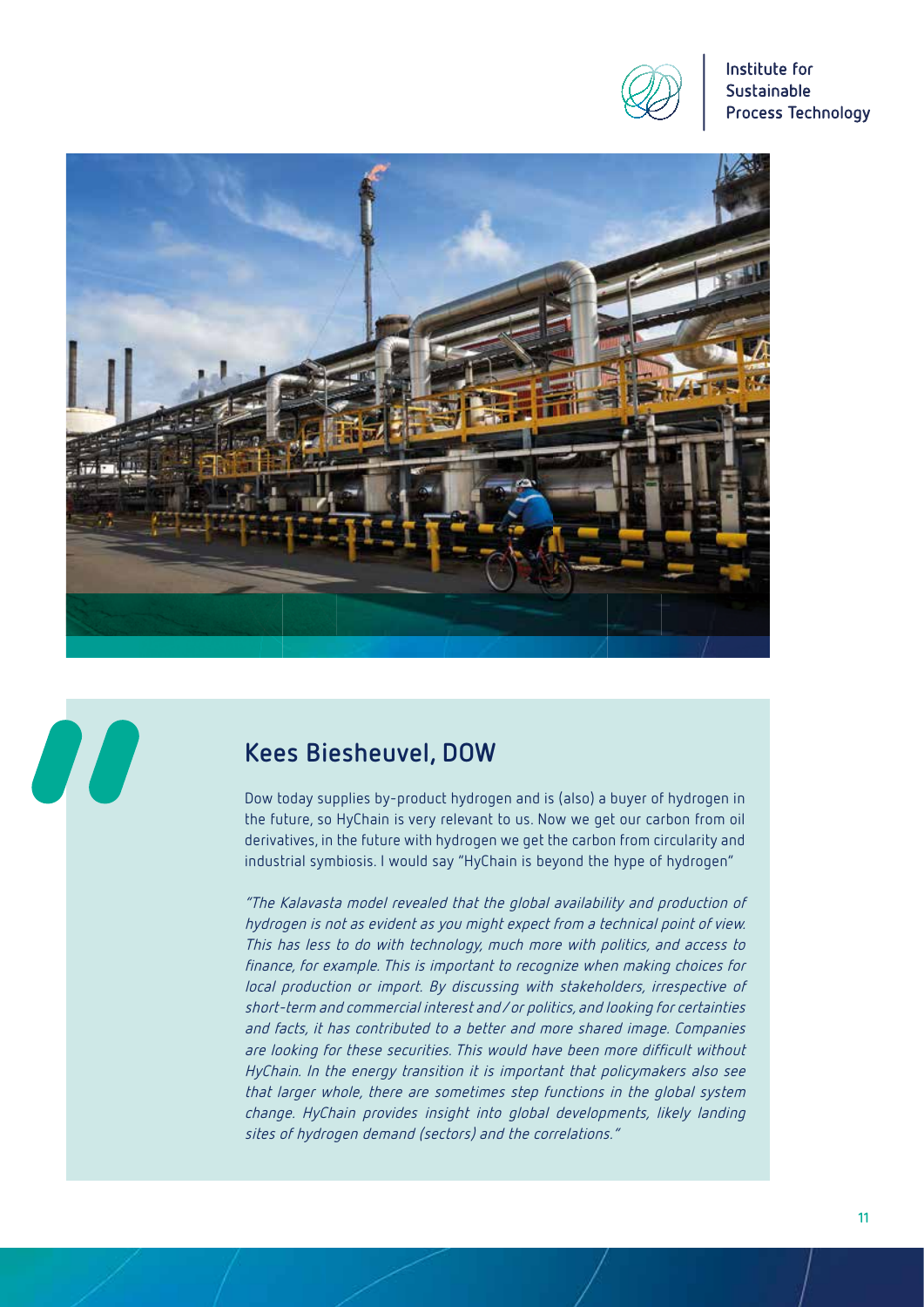## Kees Biesheuvel, DOW

Dow today supplies by-product hydrogen and is (also) a buyer of hydrogen in the future, so HyChain is very relevant to us. Now we get our carbon from oil derivatives, in the future with hydrogen we get the carbon from circularity and industrial symbiosis. I would say "HyChain is beyond the hype of hydrogen"

*"The Kalavasta model revealed that the global availability and production of hydrogen is not as evident as you might expect from a technical point of view. This has less to do with technology, much more with politics, and access to finance, for example. This is important to recognize when making choices for local production or import. By discussing with stakeholders, irrespective of short-term and commercial interest and / or politics, and looking for certainties and facts, it has contributed to a better and more shared image. Companies are looking for these securities. This would have been more difficult without HyChain. In the energy transition it is important that policymakers also see that larger whole, there are sometimes step functions in the global system change. HyChain provides insight into global developments, likely landing sites of hydrogen demand (sectors) and the correlations."*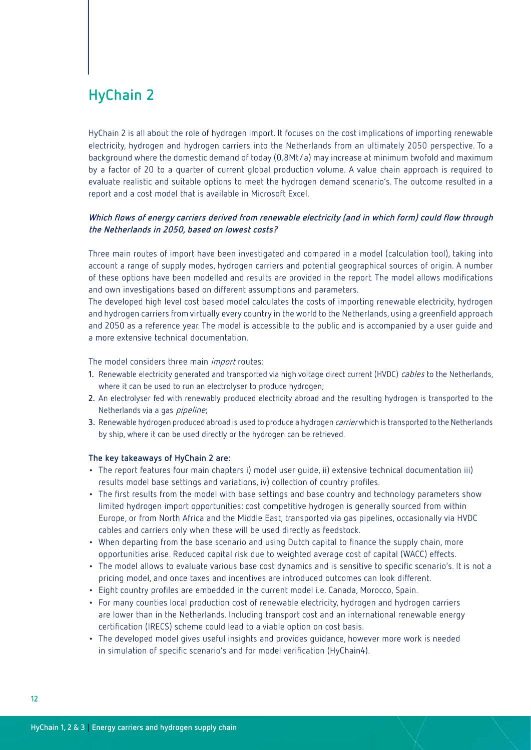# HyChain 2

HyChain 2 is all about the role of hydrogen import. It focuses on the cost implications of importing renewable electricity, hydrogen and hydrogen carriers into the Netherlands from an ultimately 2050 perspective. To a background where the domestic demand of today (0.8Mt/a) may increase at minimum twofold and maximum by a factor of 20 to a quarter of current global production volume. A value chain approach is required to evaluate realistic and suitable options to meet the hydrogen demand scenario's. The outcome resulted in a report and a cost model that is available in Microsoft Excel.

***Which flows of energy carriers derived from renewable electricity (and in which form) could flow through the Netherlands in 2050, based on lowest costs?***

Three main routes of import have been investigated and compared in a model (calculation tool), taking into account a range of supply modes, hydrogen carriers and potential geographical sources of origin. A number of these options have been modelled and results are provided in the report. The model allows modifications and own investigations based on different assumptions and parameters.

The developed high level cost based model calculates the costs of importing renewable electricity, hydrogen and hydrogen carriers from virtually every country in the world to the Netherlands, using a greenfield approach and 2050 as a reference year. The model is accessible to the public and is accompanied by a user guide and a more extensive technical documentation.

The model considers three main *import* routes:

1. Renewable electricity generated and transported via high voltage direct current (HVDC) *cables* to the Netherlands, where it can be used to run an electrolyser to produce hydrogen;
2. An electrolyser fed with renewably produced electricity abroad and the resulting hydrogen is transported to the Netherlands via a gas *pipeline*;
3. Renewable hydrogen produced abroad is used to produce a hydrogen *carrier* which is transported to the Netherlands by ship, where it can be used directly or the hydrogen can be retrieved.

**The key takeaways of HyChain 2 are:**

- The report features four main chapters i) model user guide, ii) extensive technical documentation iii) results model base settings and variations, iv) collection of country profiles.
- The first results from the model with base settings and base country and technology parameters show limited hydrogen import opportunities: cost competitive hydrogen is generally sourced from within Europe, or from North Africa and the Middle East, transported via gas pipelines, occasionally via HVDC cables and carriers only when these will be used directly as feedstock.
- When departing from the base scenario and using Dutch capital to finance the supply chain, more opportunities arise. Reduced capital risk due to weighted average cost of capital (WACC) effects.
- The model allows to evaluate various base cost dynamics and is sensitive to specific scenario's. It is not a pricing model, and once taxes and incentives are introduced outcomes can look different.
- Eight country profiles are embedded in the current model i.e. Canada, Morocco, Spain.
- For many counties local production cost of renewable electricity, hydrogen and hydrogen carriers are lower than in the Netherlands. Including transport cost and an international renewable energy certification (IRECS) scheme could lead to a viable option on cost basis.
- The developed model gives useful insights and provides guidance, however more work is needed in simulation of specific scenario's and for model verification (HyChain4).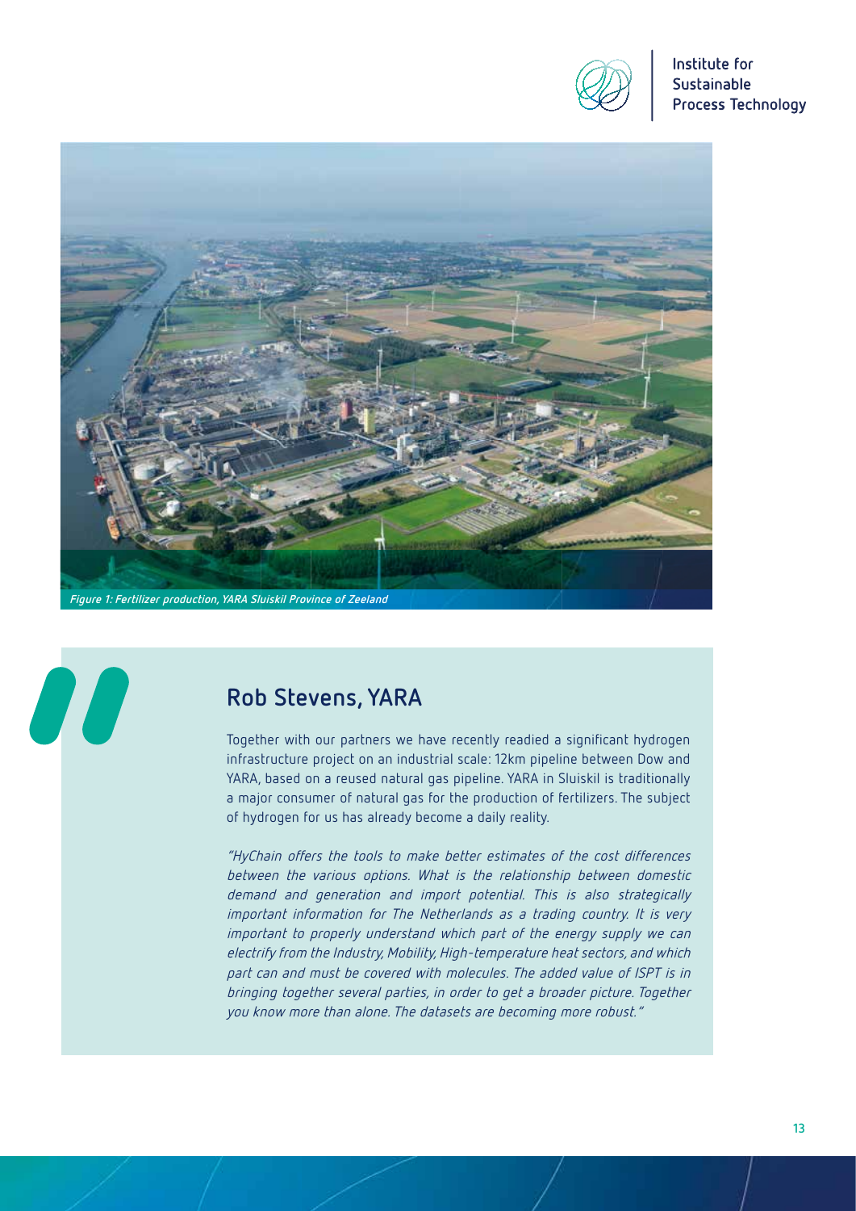*Figure 1: Fertilizer production, YARA Sluiskil Province of Zeeland*

## Rob Stevens, YARA

Together with our partners we have recently readied a significant hydrogen infrastructure project on an industrial scale: 12km pipeline between Dow and YARA, based on a reused natural gas pipeline. YARA in Sluiskil is traditionally a major consumer of natural gas for the production of fertilizers. The subject of hydrogen for us has already become a daily reality.

*"HyChain offers the tools to make better estimates of the cost differences between the various options. What is the relationship between domestic demand and generation and import potential. This is also strategically important information for The Netherlands as a trading country. It is very important to properly understand which part of the energy supply we can electrify from the Industry, Mobility, High-temperature heat sectors, and which part can and must be covered with molecules. The added value of ISPT is in bringing together several parties, in order to get a broader picture. Together you know more than alone. The datasets are becoming more robust."*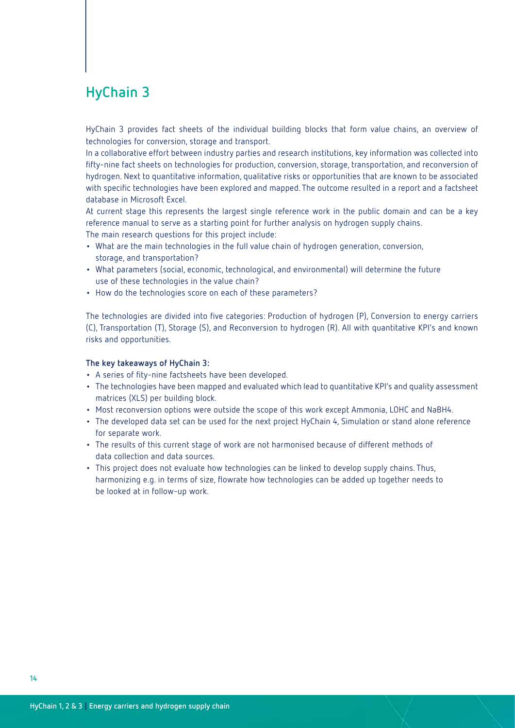## HyChain 3

HyChain 3 provides fact sheets of the individual building blocks that form value chains, an overview of technologies for conversion, storage and transport.

In a collaborative effort between industry parties and research institutions, key information was collected into fifty-nine fact sheets on technologies for production, conversion, storage, transportation, and reconversion of hydrogen. Next to quantitative information, qualitative risks or opportunities that are known to be associated with specific technologies have been explored and mapped. The outcome resulted in a report and a factsheet database in Microsoft Excel.

At current stage this represents the largest single reference work in the public domain and can be a key reference manual to serve as a starting point for further analysis on hydrogen supply chains.

The main research questions for this project include:

- What are the main technologies in the full value chain of hydrogen generation, conversion, storage, and transportation?
- What parameters (social, economic, technological, and environmental) will determine the future use of these technologies in the value chain?
- How do the technologies score on each of these parameters?

The technologies are divided into five categories: Production of hydrogen (P), Conversion to energy carriers (C), Transportation (T), Storage (S), and Reconversion to hydrogen (R). All with quantitative KPI's and known risks and opportunities.

**The key takeaways of HyChain 3:**

- A series of fity-nine factsheets have been developed.
- The technologies have been mapped and evaluated which lead to quantitative KPI's and quality assessment matrices (XLS) per building block.
- Most reconversion options were outside the scope of this work except Ammonia, LOHC and $NaBH_4$.
- The developed data set can be used for the next project HyChain 4, Simulation or stand alone reference for separate work.
- The results of this current stage of work are not harmonised because of different methods of data collection and data sources.
- This project does not evaluate how technologies can be linked to develop supply chains. Thus, harmonizing e.g. in terms of size, flowrate how technologies can be added up together needs to be looked at in follow-up work.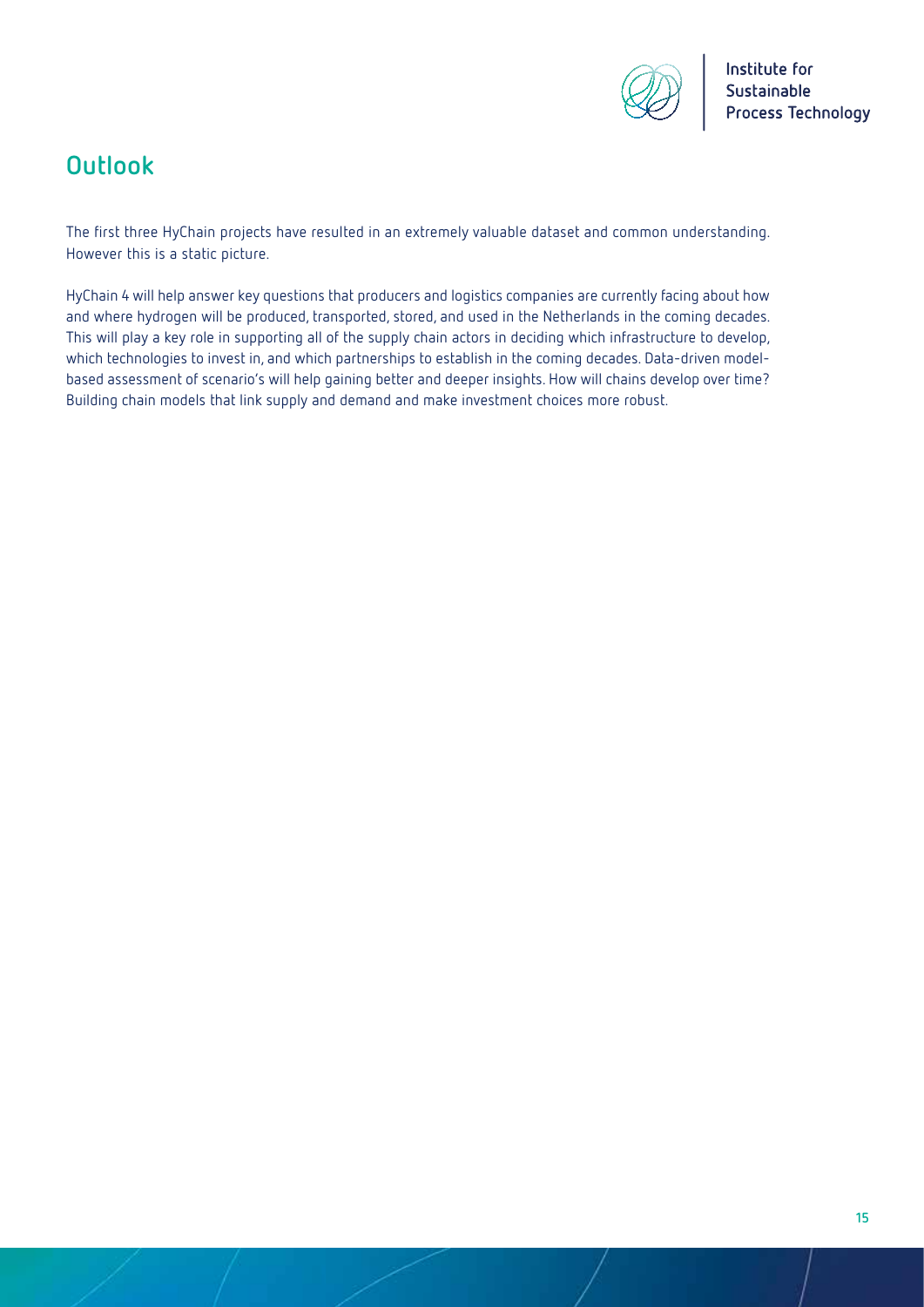## Outlook

The first three HyChain projects have resulted in an extremely valuable dataset and common understanding. However this is a static picture.

HyChain 4 will help answer key questions that producers and logistics companies are currently facing about how and where hydrogen will be produced, transported, stored, and used in the Netherlands in the coming decades. This will play a key role in supporting all of the supply chain actors in deciding which infrastructure to develop, which technologies to invest in, and which partnerships to establish in the coming decades. Data-driven model-based assessment of scenario's will help gaining better and deeper insights. How will chains develop over time? Building chain models that link supply and demand and make investment choices more robust.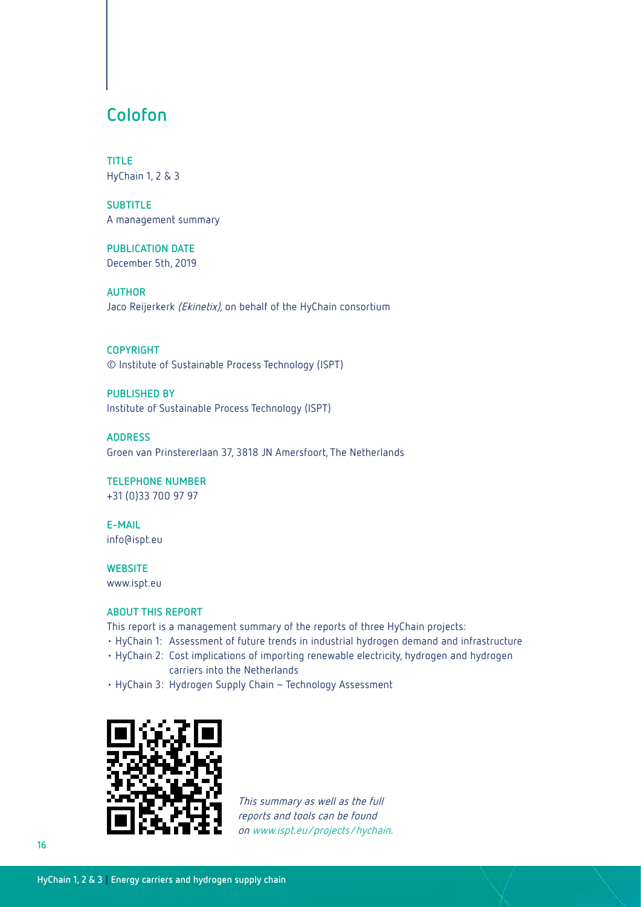# Colofon

**TITLE**
HyChain 1, 2 & 3

**SUBTITLE**
A management summary

**PUBLICATION DATE**
December 5th, 2019

**AUTHOR**
Jaco Reijerkerk *(Ekinetix)*, on behalf of the HyChain consortium

**COPYRIGHT**
© Institute of Sustainable Process Technology (ISPT)

**PUBLISHED BY**
Institute of Sustainable Process Technology (ISPT)

**ADDRESS**
Groen van Prinstererlaan 37, 3818 JN Amersfoort, The Netherlands

**TELEPHONE NUMBER**
+31 (0)33 700 97 97

**E-MAIL**
info@ispt.eu

**WEBSITE**
www.ispt.eu

**ABOUT THIS REPORT**

This report is a management summary of the reports of three HyChain projects:

- HyChain 1: Assessment of future trends in industrial hydrogen demand and infrastructure
- HyChain 2: Cost implications of importing renewable electricity, hydrogen and hydrogen carriers into the Netherlands
- HyChain 3: Hydrogen Supply Chain – Technology Assessment

*This summary as well as the full reports and tools can be found on www.ispt.eu/projects/hychain.*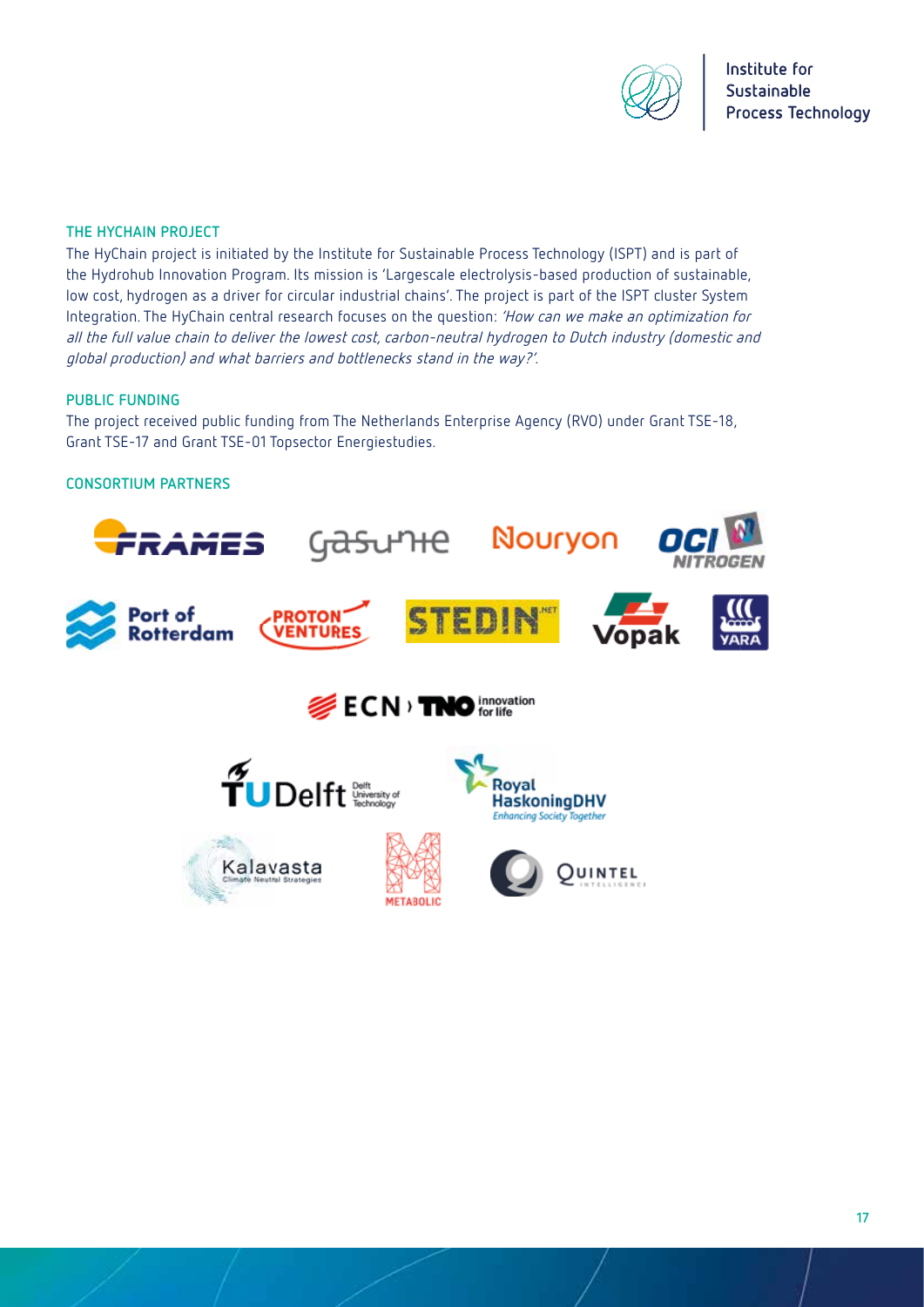## THE HYCHAIN PROJECT

The HyChain project is initiated by the Institute for Sustainable Process Technology (ISPT) and is part of the Hydrohub Innovation Program. Its mission is 'Largescale electrolysis-based production of sustainable, low cost, hydrogen as a driver for circular industrial chains'. The project is part of the ISPT cluster System Integration. The HyChain central research focuses on the question: *'How can we make an optimization for all the full value chain to deliver the lowest cost, carbon-neutral hydrogen to Dutch industry (domestic and global production) and what barriers and bottlenecks stand in the way?'.*

## PUBLIC FUNDING

The project received public funding from The Netherlands Enterprise Agency (RVO) under Grant TSE-18, Grant TSE-17 and Grant TSE-01 Topsector Energiestudies.

## CONSORTIUM PARTNERS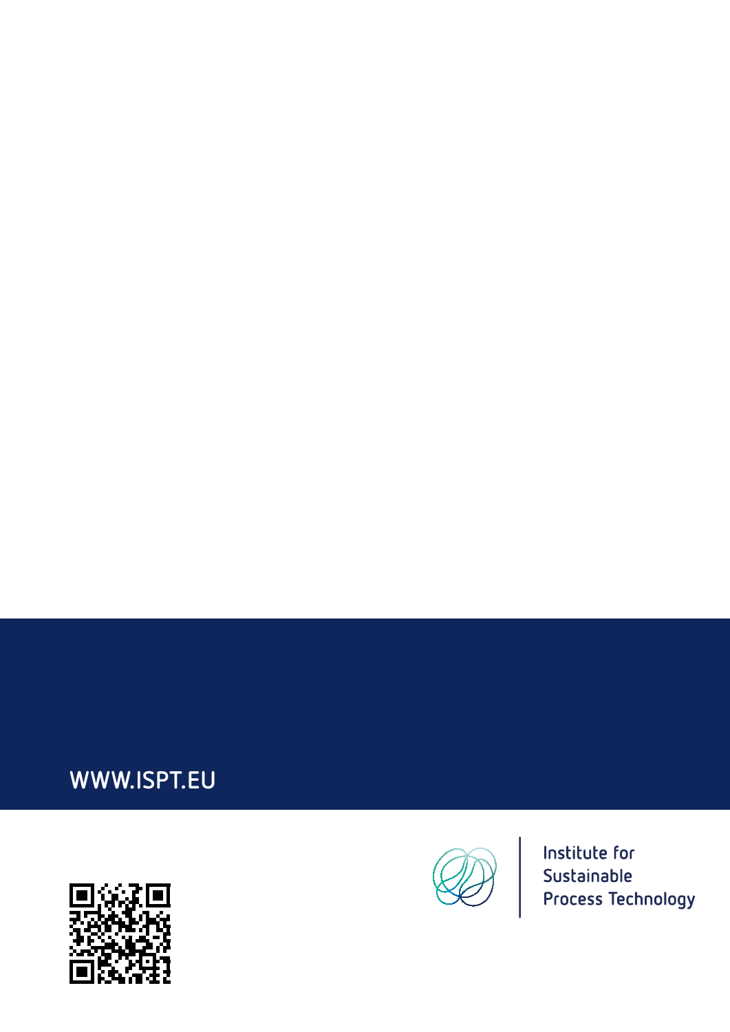WWW.ISPT.EU

Institute for
Sustainable
Process Technology